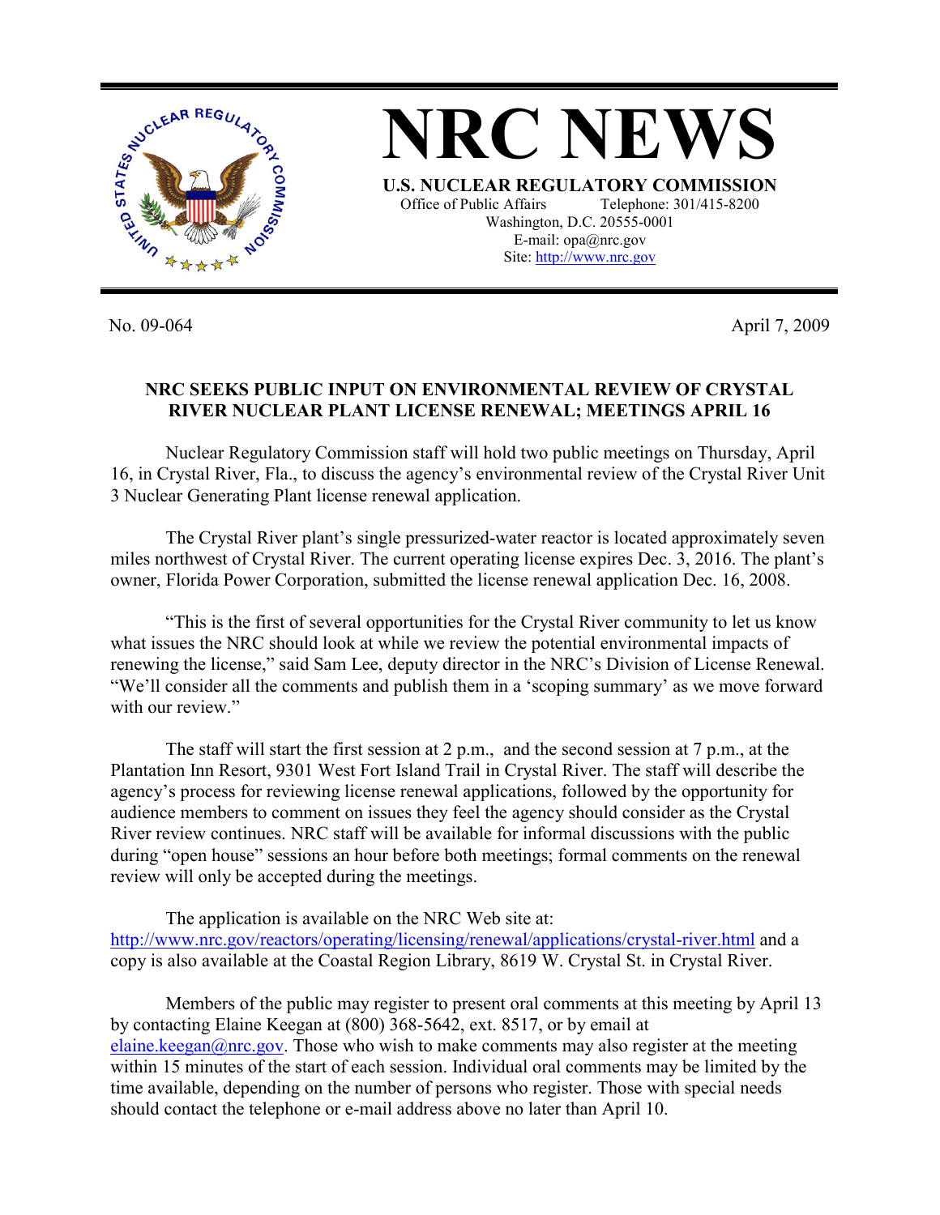# NRC NEWS

**U.S. NUCLEAR REGULATORY COMMISSION**

Office of Public Affairs Telephone: 301/415-8200
Washington, D.C. 20555-0001
E-mail: opa@nrc.gov
Site: http://www.nrc.gov

No. 09-064 April 7, 2009

## NRC SEEKS PUBLIC INPUT ON ENVIRONMENTAL REVIEW OF CRYSTAL RIVER NUCLEAR PLANT LICENSE RENEWAL; MEETINGS APRIL 16

Nuclear Regulatory Commission staff will hold two public meetings on Thursday, April 16, in Crystal River, Fla., to discuss the agency's environmental review of the Crystal River Unit 3 Nuclear Generating Plant license renewal application.

The Crystal River plant's single pressurized-water reactor is located approximately seven miles northwest of Crystal River. The current operating license expires Dec. 3, 2016. The plant's owner, Florida Power Corporation, submitted the license renewal application Dec. 16, 2008.

"This is the first of several opportunities for the Crystal River community to let us know what issues the NRC should look at while we review the potential environmental impacts of renewing the license," said Sam Lee, deputy director in the NRC's Division of License Renewal. "We'll consider all the comments and publish them in a 'scoping summary' as we move forward with our review."

The staff will start the first session at 2 p.m., and the second session at 7 p.m., at the Plantation Inn Resort, 9301 West Fort Island Trail in Crystal River. The staff will describe the agency's process for reviewing license renewal applications, followed by the opportunity for audience members to comment on issues they feel the agency should consider as the Crystal River review continues. NRC staff will be available for informal discussions with the public during "open house" sessions an hour before both meetings; formal comments on the renewal review will only be accepted during the meetings.

The application is available on the NRC Web site at: http://www.nrc.gov/reactors/operating/licensing/renewal/applications/crystal-river.html and a copy is also available at the Coastal Region Library, 8619 W. Crystal St. in Crystal River.

Members of the public may register to present oral comments at this meeting by April 13 by contacting Elaine Keegan at (800) 368-5642, ext. 8517, or by email at elaine.keegan@nrc.gov. Those who wish to make comments may also register at the meeting within 15 minutes of the start of each session. Individual oral comments may be limited by the time available, depending on the number of persons who register. Those with special needs should contact the telephone or e-mail address above no later than April 10.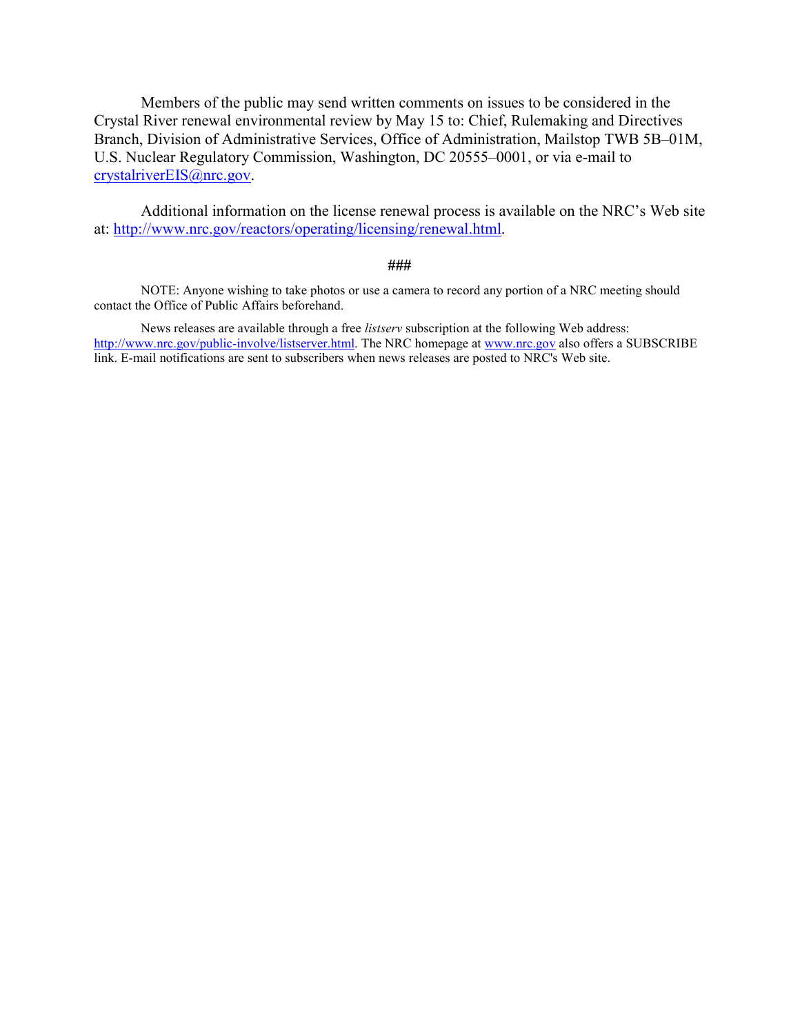Members of the public may send written comments on issues to be considered in the Crystal River renewal environmental review by May 15 to: Chief, Rulemaking and Directives Branch, Division of Administrative Services, Office of Administration, Mailstop TWB 5B–01M, U.S. Nuclear Regulatory Commission, Washington, DC 20555–0001, or via e-mail to crystalriverEIS@nrc.gov.

Additional information on the license renewal process is available on the NRC's Web site at: http://www.nrc.gov/reactors/operating/licensing/renewal.html.

###

NOTE: Anyone wishing to take photos or use a camera to record any portion of a NRC meeting should contact the Office of Public Affairs beforehand.

News releases are available through a free *listserv* subscription at the following Web address: http://www.nrc.gov/public-involve/listserver.html. The NRC homepage at www.nrc.gov also offers a SUBSCRIBE link. E-mail notifications are sent to subscribers when news releases are posted to NRC's Web site.